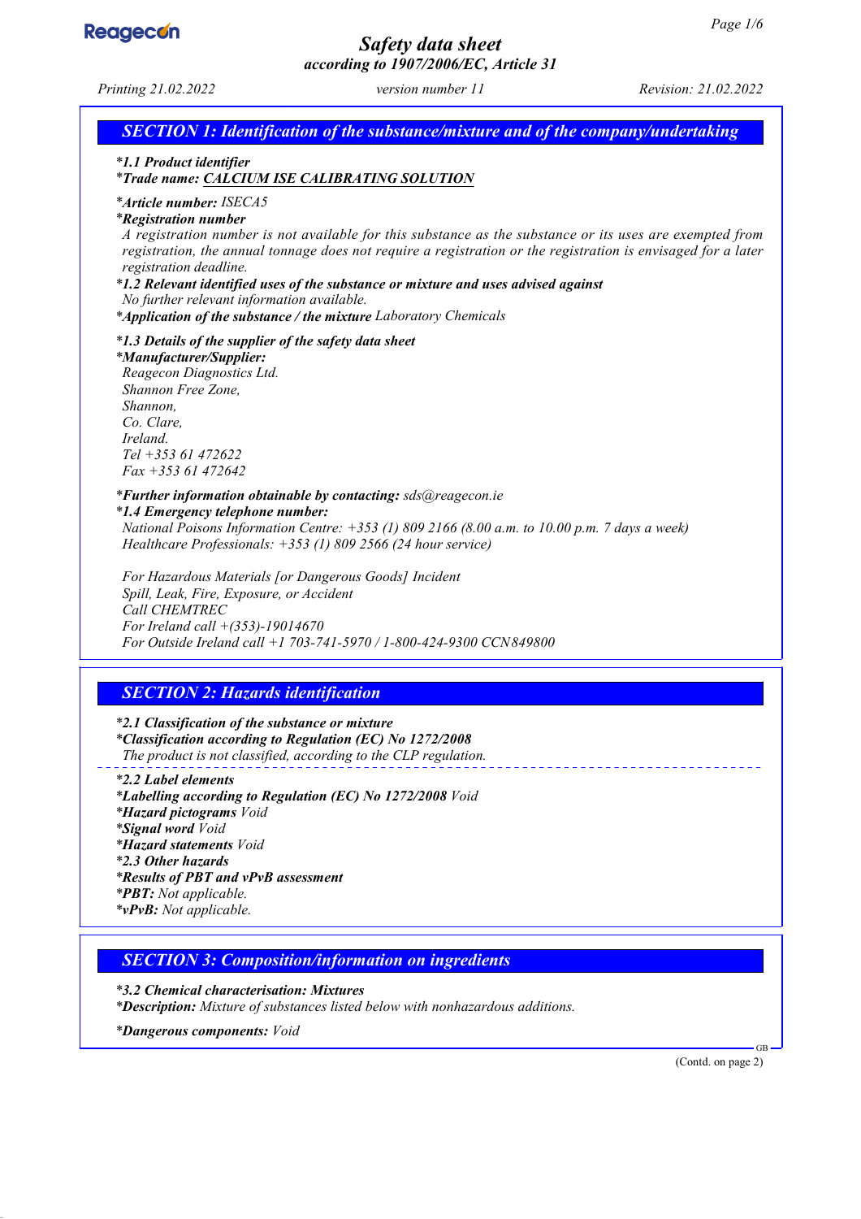# Safety data sheet

*according to 1907/2006/EC, Article 31*

Printing 21.02.2022 | version number 11 | Revision: 21.02.2022

## SECTION 1: Identification of the substance/mixture and of the company/undertaking

*1.1 Product identifier
*Trade name: CALCIUM ISE CALIBRATING SOLUTION

*Article number: ISECA5
*Registration number
A registration number is not available for this substance as the substance or its uses are exempted from registration, the annual tonnage does not require a registration or the registration is envisaged for a later registration deadline.
*1.2 Relevant identified uses of the substance or mixture and uses advised against
No further relevant information available.
*Application of the substance / the mixture Laboratory Chemicals

*1.3 Details of the supplier of the safety data sheet
*Manufacturer/Supplier:
Reagecon Diagnostics Ltd.
Shannon Free Zone,
Shannon,
Co. Clare,
Ireland.
Tel +353 61 472622
Fax +353 61 472642

*Further information obtainable by contacting: sds@reagecon.ie
*1.4 Emergency telephone number:
National Poisons Information Centre: +353 (1) 809 2166 (8.00 a.m. to 10.00 p.m. 7 days a week)
Healthcare Professionals: +353 (1) 809 2566 (24 hour service)

For Hazardous Materials [or Dangerous Goods] Incident
Spill, Leak, Fire, Exposure, or Accident
Call CHEMTREC
For Ireland call +(353)-19014670
For Outside Ireland call +1 703-741-5970 / 1-800-424-9300 CCN849800

## SECTION 2: Hazards identification

*2.1 Classification of the substance or mixture
*Classification according to Regulation (EC) No 1272/2008
The product is not classified, according to the CLP regulation.

*2.2 Label elements
*Labelling according to Regulation (EC) No 1272/2008 Void
*Hazard pictograms Void
*Signal word Void
*Hazard statements Void
*2.3 Other hazards
*Results of PBT and vPvB assessment
*PBT: Not applicable.
*vPvB: Not applicable.

## SECTION 3: Composition/information on ingredients

*3.2 Chemical characterisation: Mixtures
*Description: Mixture of substances listed below with nonhazardous additions.

*Dangerous components: Void

(Contd. on page 2)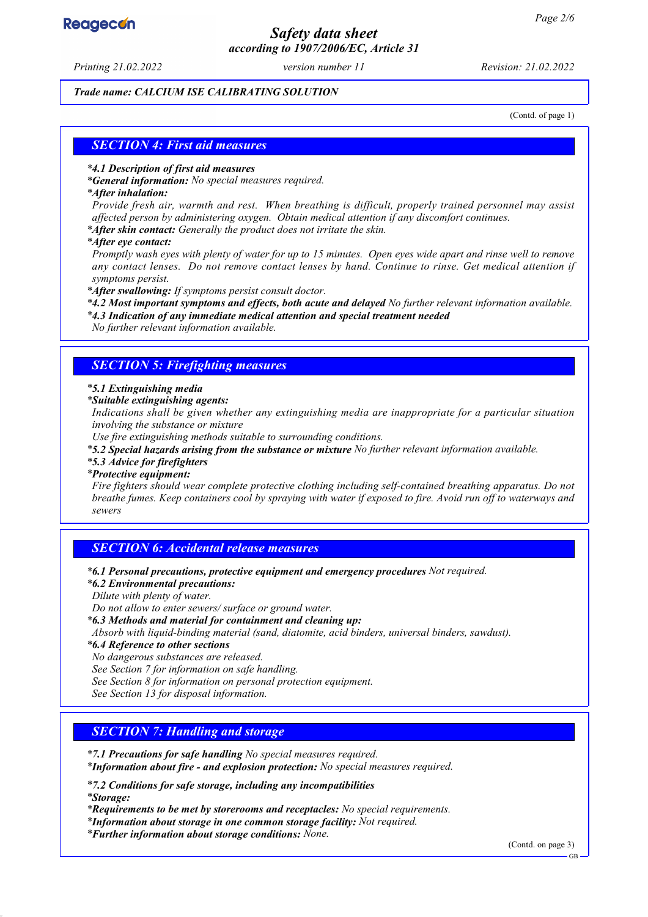**Trade name: CALCIUM ISE CALIBRATING SOLUTION**

(Contd. of page 1)

## SECTION 4: First aid measures

- *4.1 Description of first aid measures**
- ***General information:** No special measures required.
- ***After inhalation:**

  Provide fresh air, warmth and rest. When breathing is difficult, properly trained personnel may assist affected person by administering oxygen. Obtain medical attention if any discomfort continues.
- ***After skin contact:** Generally the product does not irritate the skin.
- ***After eye contact:**

  Promptly wash eyes with plenty of water for up to 15 minutes. Open eyes wide apart and rinse well to remove any contact lenses. Do not remove contact lenses by hand. Continue to rinse. Get medical attention if symptoms persist.
- ***After swallowing:** If symptoms persist consult doctor.
- *4.2 Most important symptoms and effects, both acute and delayed** No further relevant information available.
- *4.3 Indication of any immediate medical attention and special treatment needed**

  No further relevant information available.

## SECTION 5: Firefighting measures

- *5.1 Extinguishing media**
- ***Suitable extinguishing agents:**

  Indications shall be given whether any extinguishing media are inappropriate for a particular situation involving the substance or mixture

  Use fire extinguishing methods suitable to surrounding conditions.
- *5.2 Special hazards arising from the substance or mixture** No further relevant information available.
- *5.3 Advice for firefighters**
- ***Protective equipment:**

  Fire fighters should wear complete protective clothing including self-contained breathing apparatus. Do not breathe fumes. Keep containers cool by spraying with water if exposed to fire. Avoid run off to waterways and sewers

## SECTION 6: Accidental release measures

- *6.1 Personal precautions, protective equipment and emergency procedures** Not required.
- *6.2 Environmental precautions:**

  Dilute with plenty of water.

  Do not allow to enter sewers/ surface or ground water.
- *6.3 Methods and material for containment and cleaning up:**

  Absorb with liquid-binding material (sand, diatomite, acid binders, universal binders, sawdust).
- *6.4 Reference to other sections**

  No dangerous substances are released.

  See Section 7 for information on safe handling.

  See Section 8 for information on personal protection equipment.

  See Section 13 for disposal information.

## SECTION 7: Handling and storage

- *7.1 Precautions for safe handling** No special measures required.
- ***Information about fire - and explosion protection:** No special measures required.
- *7.2 Conditions for safe storage, including any incompatibilities**
- ***Storage:**
- ***Requirements to be met by storerooms and receptacles:** No special requirements.
- ***Information about storage in one common storage facility:** Not required.
- ***Further information about storage conditions:** None.

(Contd. on page 3)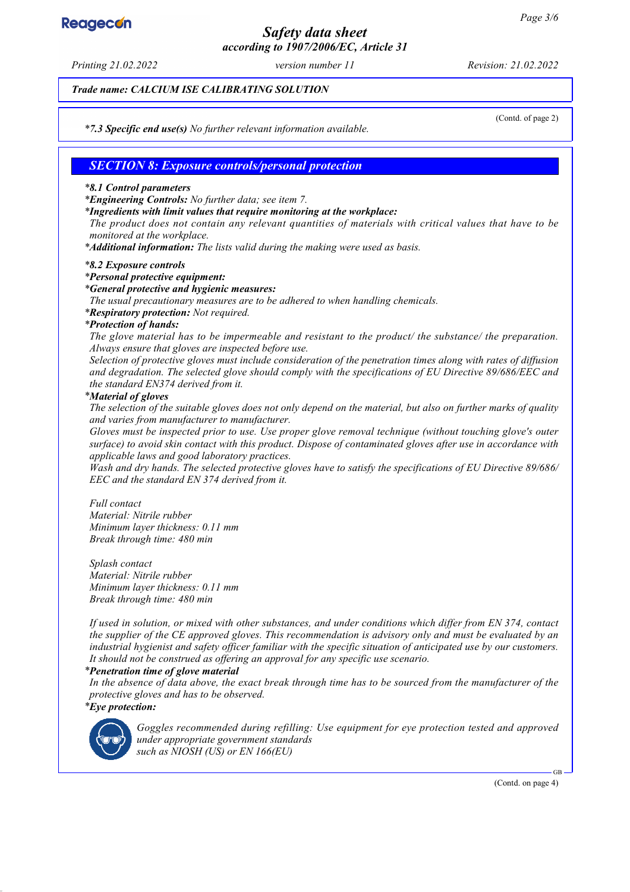**Trade name: CALCIUM ISE CALIBRATING SOLUTION**

(Contd. of page 2)

**\*7.3 Specific end use(s)** No further relevant information available.

## SECTION 8: Exposure controls/personal protection

**\*8.1 Control parameters**

**\*Engineering Controls:** No further data; see item 7.

**\*Ingredients with limit values that require monitoring at the workplace:**

The product does not contain any relevant quantities of materials with critical values that have to be monitored at the workplace.

**\*Additional information:** The lists valid during the making were used as basis.

**\*8.2 Exposure controls**

**\*Personal protective equipment:**

**\*General protective and hygienic measures:**

The usual precautionary measures are to be adhered to when handling chemicals.

**\*Respiratory protection:** Not required.

**\*Protection of hands:**

The glove material has to be impermeable and resistant to the product/ the substance/ the preparation. Always ensure that gloves are inspected before use.

Selection of protective gloves must include consideration of the penetration times along with rates of diffusion and degradation. The selected glove should comply with the specifications of EU Directive 89/686/EEC and the standard EN374 derived from it.

**\*Material of gloves**

The selection of the suitable gloves does not only depend on the material, but also on further marks of quality and varies from manufacturer to manufacturer.

Gloves must be inspected prior to use. Use proper glove removal technique (without touching glove's outer surface) to avoid skin contact with this product. Dispose of contaminated gloves after use in accordance with applicable laws and good laboratory practices.

Wash and dry hands. The selected protective gloves have to satisfy the specifications of EU Directive 89/686/EEC and the standard EN 374 derived from it.

Full contact
Material: Nitrile rubber
Minimum layer thickness: 0.11 mm
Break through time: 480 min

Splash contact
Material: Nitrile rubber
Minimum layer thickness: 0.11 mm
Break through time: 480 min

If used in solution, or mixed with other substances, and under conditions which differ from EN 374, contact the supplier of the CE approved gloves. This recommendation is advisory only and must be evaluated by an industrial hygienist and safety officer familiar with the specific situation of anticipated use by our customers. It should not be construed as offering an approval for any specific use scenario.

**\*Penetration time of glove material**

In the absence of data above, the exact break through time has to be sourced from the manufacturer of the protective gloves and has to be observed.

**\*Eye protection:**

Goggles recommended during refilling: Use equipment for eye protection tested and approved under appropriate government standards such as NIOSH (US) or EN 166(EU)

(Contd. on page 4)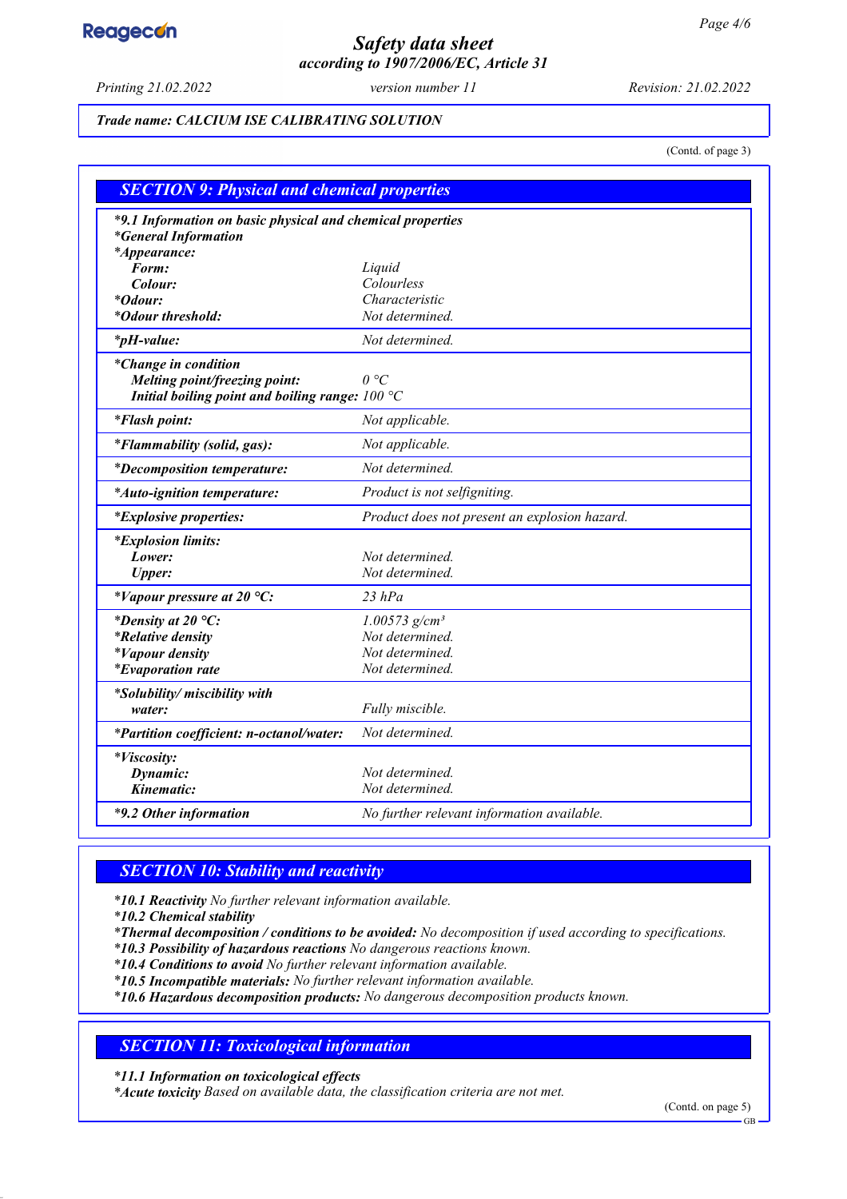## SECTION 9: Physical and chemical properties

| *9.1 Information on basic physical and chemical properties | |
|---|---|
| *General Information | |
| *Appearance: | |
| Form: | Liquid |
| Colour: | Colourless |
| *Odour: | Characteristic |
| *Odour threshold: | Not determined. |
| *pH-value: | Not determined. |
| *Change in condition | |
| Melting point/freezing point: | 0 °C |
| Initial boiling point and boiling range: | 100 °C |
| *Flash point: | Not applicable. |
| *Flammability (solid, gas): | Not applicable. |
| *Decomposition temperature: | Not determined. |
| *Auto-ignition temperature: | Product is not selfigniting. |
| *Explosive properties: | Product does not present an explosion hazard. |
| *Explosion limits: | |
| Lower: | Not determined. |
| Upper: | Not determined. |
| *Vapour pressure at 20 °C: | 23 hPa |
| *Density at 20 °C: | 1.00573 g/cm³ |
| *Relative density | Not determined. |
| *Vapour density | Not determined. |
| *Evaporation rate | Not determined. |
| *Solubility/ miscibility with water: | Fully miscible. |
| *Partition coefficient: n-octanol/water: | Not determined. |
| *Viscosity: | |
| Dynamic: | Not determined. |
| Kinematic: | Not determined. |
| *9.2 Other information | No further relevant information available. |

## SECTION 10: Stability and reactivity

*__10.1 Reactivity__ No further relevant information available.
*__10.2 Chemical stability__
*__Thermal decomposition / conditions to be avoided:__ No decomposition if used according to specifications.
*__10.3 Possibility of hazardous reactions__ No dangerous reactions known.
*__10.4 Conditions to avoid__ No further relevant information available.
*__10.5 Incompatible materials:__ No further relevant information available.
*__10.6 Hazardous decomposition products:__ No dangerous decomposition products known.

## SECTION 11: Toxicological information

*__11.1 Information on toxicological effects__
*__Acute toxicity__ Based on available data, the classification criteria are not met.

(Contd. on page 5)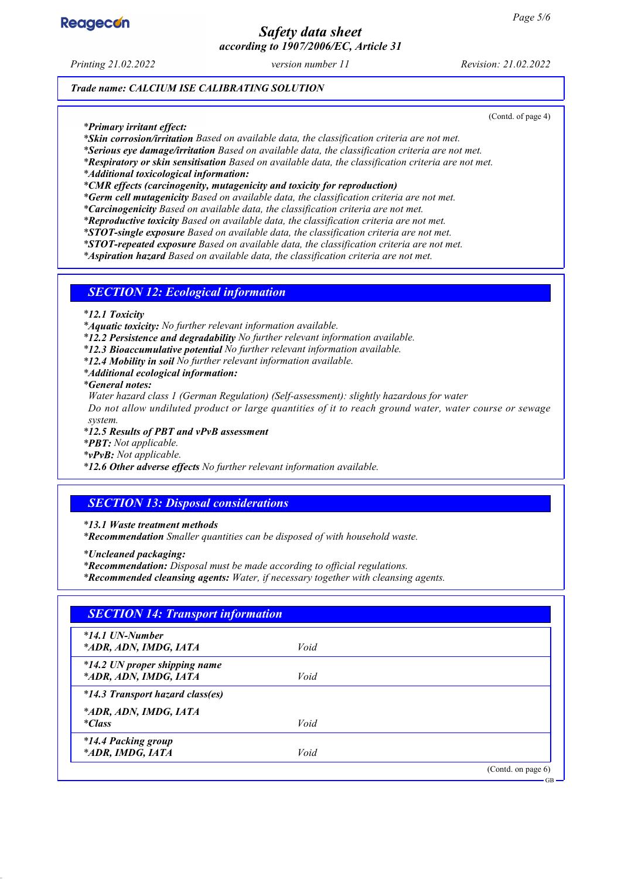**Trade name: CALCIUM ISE CALIBRATING SOLUTION**

(Contd. of page 4)

- ***Primary irritant effect:***
- ***Skin corrosion/irritation*** *Based on available data, the classification criteria are not met.*
- ***Serious eye damage/irritation*** *Based on available data, the classification criteria are not met.*
- ***Respiratory or skin sensitisation*** *Based on available data, the classification criteria are not met.*
- ***Additional toxicological information:***
- ***CMR effects (carcinogenity, mutagenicity and toxicity for reproduction)***
- ***Germ cell mutagenicity*** *Based on available data, the classification criteria are not met.*
- ***Carcinogenicity*** *Based on available data, the classification criteria are not met.*
- ***Reproductive toxicity*** *Based on available data, the classification criteria are not met.*
- ***STOT-single exposure*** *Based on available data, the classification criteria are not met.*
- ***STOT-repeated exposure*** *Based on available data, the classification criteria are not met.*
- ***Aspiration hazard*** *Based on available data, the classification criteria are not met.*

## SECTION 12: Ecological information

- ***12.1 Toxicity***
- ***Aquatic toxicity:*** *No further relevant information available.*
- ***12.2 Persistence and degradability*** *No further relevant information available.*
- ***12.3 Bioaccumulative potential*** *No further relevant information available.*
- ***12.4 Mobility in soil*** *No further relevant information available.*
- ***Additional ecological information:***
- ***General notes:***

  *Water hazard class 1 (German Regulation) (Self-assessment): slightly hazardous for water*

  *Do not allow undiluted product or large quantities of it to reach ground water, water course or sewage system.*
- ***12.5 Results of PBT and vPvB assessment***
- ***PBT:*** *Not applicable.*
- ***vPvB:*** *Not applicable.*
- ***12.6 Other adverse effects*** *No further relevant information available.*

## SECTION 13: Disposal considerations

- ***13.1 Waste treatment methods***
- ***Recommendation*** *Smaller quantities can be disposed of with household waste.*

- ***Uncleaned packaging:***
- ***Recommendation:*** *Disposal must be made according to official regulations.*
- ***Recommended cleansing agents:*** *Water, if necessary together with cleansing agents.*

## SECTION 14: Transport information

| | |
|---|---|
| ***14.1 UN-Number***<br>***ADR, ADN, IMDG, IATA*** | *Void* |
| ***14.2 UN proper shipping name***<br>***ADR, ADN, IMDG, IATA*** | *Void* |
| ***14.3 Transport hazard class(es)***<br>***ADR, ADN, IMDG, IATA***<br>***Class*** | *Void* |
| ***14.4 Packing group***<br>***ADR, IMDG, IATA*** | *Void* |

(Contd. on page 6)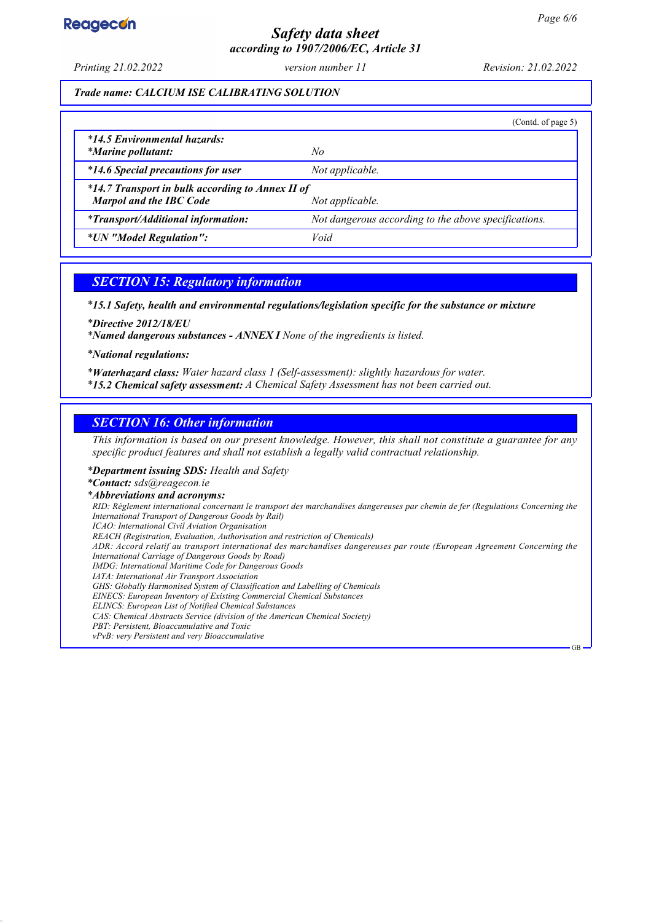**Trade name: CALCIUM ISE CALIBRATING SOLUTION**

(Contd. of page 5)

| | |
|---|---|
| ***14.5 Environmental hazards:*** <br> ***Marine pollutant:** | No |
| ***14.6 Special precautions for user** | Not applicable. |
| ***14.7 Transport in bulk according to Annex II of Marpol and the IBC Code** | Not applicable. |
| ***Transport/Additional information:** | Not dangerous according to the above specifications. |
| ***UN "Model Regulation":** | Void |

## SECTION 15: Regulatory information

***15.1 Safety, health and environmental regulations/legislation specific for the substance or mixture**

***Directive 2012/18/EU**
***Named dangerous substances - ANNEX I** None of the ingredients is listed.

***National regulations:**

***Waterhazard class:** Water hazard class 1 (Self-assessment): slightly hazardous for water.
***15.2 Chemical safety assessment:** A Chemical Safety Assessment has not been carried out.

## SECTION 16: Other information

This information is based on our present knowledge. However, this shall not constitute a guarantee for any specific product features and shall not establish a legally valid contractual relationship.

***Department issuing SDS:** Health and Safety
***Contact:** sds@reagecon.ie
***Abbreviations and acronyms:**
RID: Règlement international concernant le transport des marchandises dangereuses par chemin de fer (Regulations Concerning the International Transport of Dangerous Goods by Rail)
ICAO: International Civil Aviation Organisation
REACH (Registration, Evaluation, Authorisation and restriction of Chemicals)
ADR: Accord relatif au transport international des marchandises dangereuses par route (European Agreement Concerning the International Carriage of Dangerous Goods by Road)
IMDG: International Maritime Code for Dangerous Goods
IATA: International Air Transport Association
GHS: Globally Harmonised System of Classification and Labelling of Chemicals
EINECS: European Inventory of Existing Commercial Chemical Substances
ELINCS: European List of Notified Chemical Substances
CAS: Chemical Abstracts Service (division of the American Chemical Society)
PBT: Persistent, Bioaccumulative and Toxic
vPvB: very Persistent and very Bioaccumulative